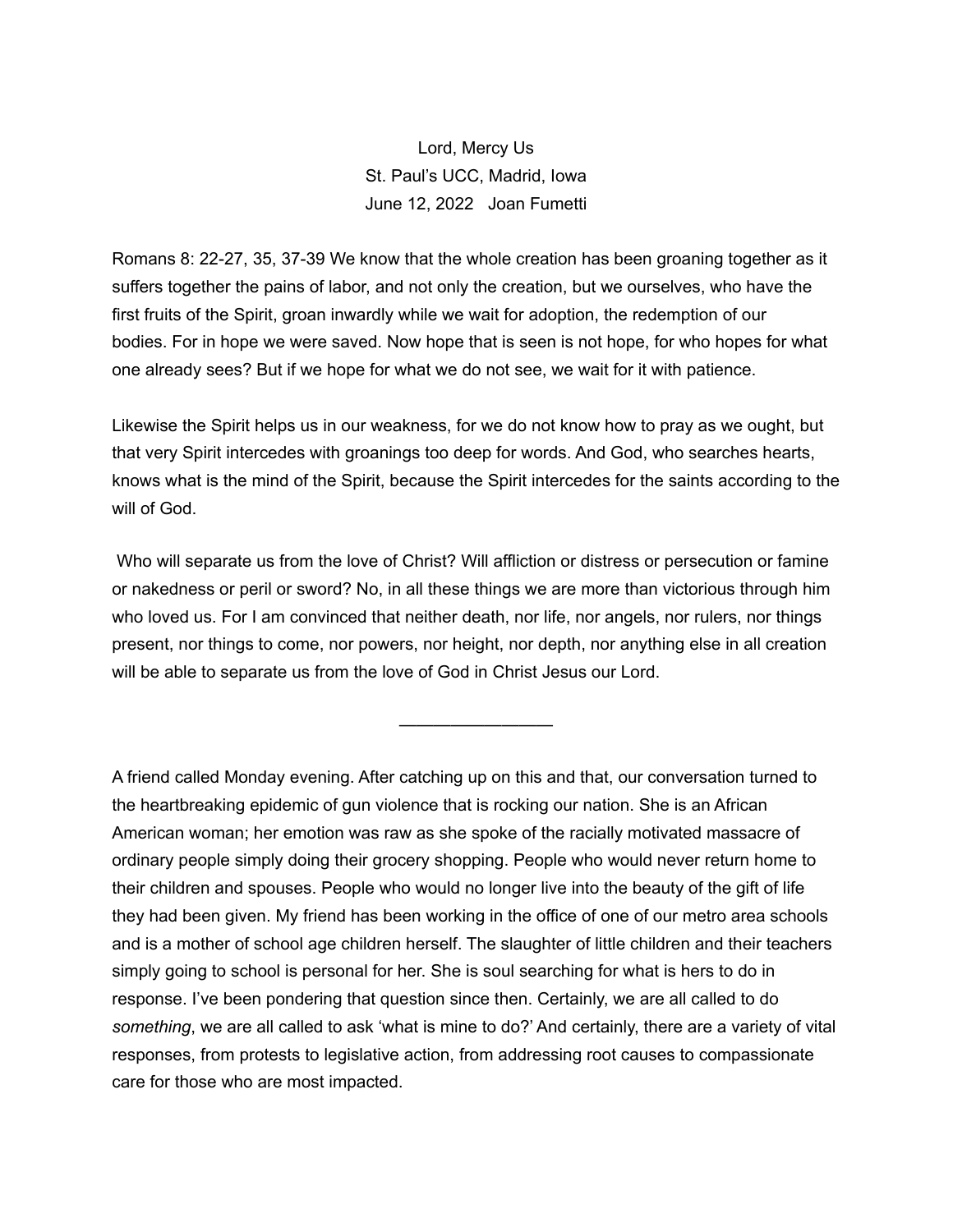Lord, Mercy Us

St. Paul's UCC, Madrid, Iowa

June 12, 2022 Joan Fumetti

Romans 8: 22-27, 35, 37-39 We know that the whole creation has been groaning together as it suffers together the pains of labor, and not only the creation, but we ourselves, who have the first fruits of the Spirit, groan inwardly while we wait for adoption, the redemption of our bodies. For in hope we were saved. Now hope that is seen is not hope, for who hopes for what one already sees? But if we hope for what we do not see, we wait for it with patience.

Likewise the Spirit helps us in our weakness, for we do not know how to pray as we ought, but that very Spirit intercedes with groanings too deep for words. And God, who searches hearts, knows what is the mind of the Spirit, because the Spirit intercedes for the saints according to the will of God.

Who will separate us from the love of Christ? Will affliction or distress or persecution or famine or nakedness or peril or sword? No, in all these things we are more than victorious through him who loved us. For I am convinced that neither death, nor life, nor angels, nor rulers, nor things present, nor things to come, nor powers, nor height, nor depth, nor anything else in all creation will be able to separate us from the love of God in Christ Jesus our Lord.

________________

A friend called Monday evening. After catching up on this and that, our conversation turned to the heartbreaking epidemic of gun violence that is rocking our nation. She is an African American woman; her emotion was raw as she spoke of the racially motivated massacre of ordinary people simply doing their grocery shopping. People who would never return home to their children and spouses. People who would no longer live into the beauty of the gift of life they had been given. My friend has been working in the office of one of our metro area schools and is a mother of school age children herself. The slaughter of little children and their teachers simply going to school is personal for her. She is soul searching for what is hers to do in response. I've been pondering that question since then. Certainly, we are all called to do *something*, we are all called to ask 'what is mine to do?' And certainly, there are a variety of vital responses, from protests to legislative action, from addressing root causes to compassionate care for those who are most impacted.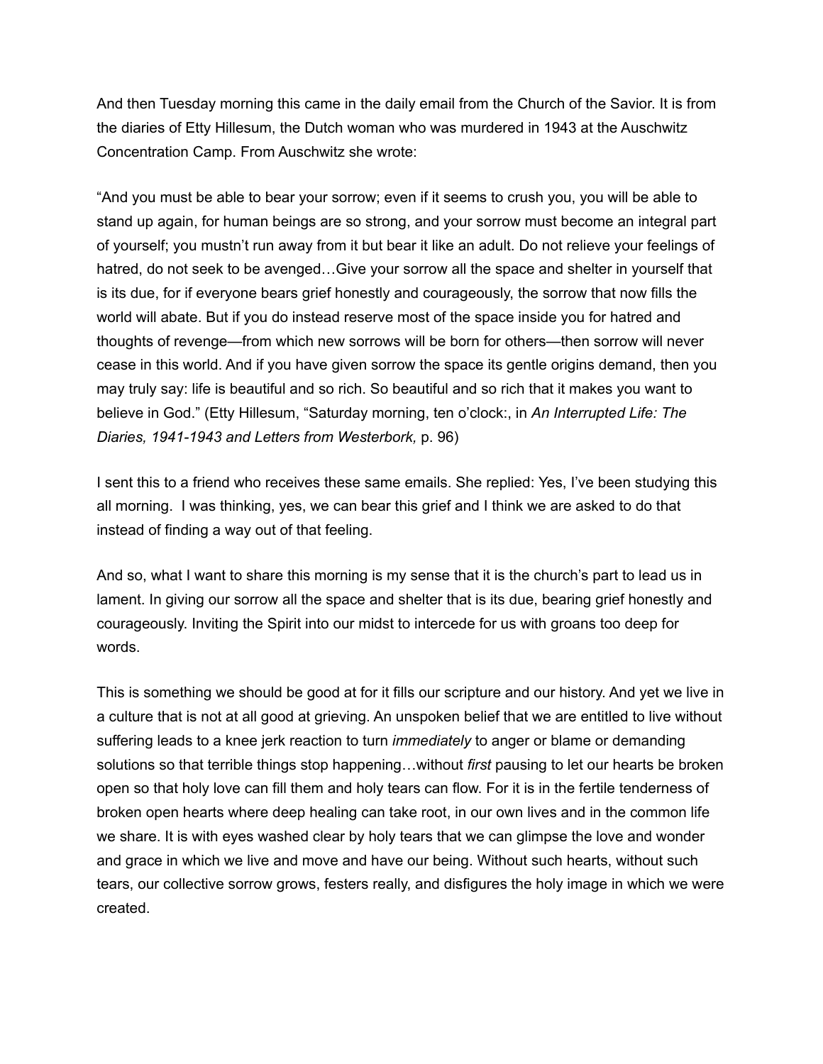And then Tuesday morning this came in the daily email from the Church of the Savior. It is from the diaries of Etty Hillesum, the Dutch woman who was murdered in 1943 at the Auschwitz Concentration Camp. From Auschwitz she wrote:

"And you must be able to bear your sorrow; even if it seems to crush you, you will be able to stand up again, for human beings are so strong, and your sorrow must become an integral part of yourself; you mustn't run away from it but bear it like an adult. Do not relieve your feelings of hatred, do not seek to be avenged…Give your sorrow all the space and shelter in yourself that is its due, for if everyone bears grief honestly and courageously, the sorrow that now fills the world will abate. But if you do instead reserve most of the space inside you for hatred and thoughts of revenge—from which new sorrows will be born for others—then sorrow will never cease in this world. And if you have given sorrow the space its gentle origins demand, then you may truly say: life is beautiful and so rich. So beautiful and so rich that it makes you want to believe in God." (Etty Hillesum, "Saturday morning, ten o'clock:, in *An Interrupted Life: The Diaries, 1941-1943 and Letters from Westerbork,* p. 96)

I sent this to a friend who receives these same emails. She replied: Yes, I've been studying this all morning. I was thinking, yes, we can bear this grief and I think we are asked to do that instead of finding a way out of that feeling.

And so, what I want to share this morning is my sense that it is the church's part to lead us in lament. In giving our sorrow all the space and shelter that is its due, bearing grief honestly and courageously. Inviting the Spirit into our midst to intercede for us with groans too deep for words.

This is something we should be good at for it fills our scripture and our history. And yet we live in a culture that is not at all good at grieving. An unspoken belief that we are entitled to live without suffering leads to a knee jerk reaction to turn *immediately* to anger or blame or demanding solutions so that terrible things stop happening…without *first* pausing to let our hearts be broken open so that holy love can fill them and holy tears can flow. For it is in the fertile tenderness of broken open hearts where deep healing can take root, in our own lives and in the common life we share. It is with eyes washed clear by holy tears that we can glimpse the love and wonder and grace in which we live and move and have our being. Without such hearts, without such tears, our collective sorrow grows, festers really, and disfigures the holy image in which we were created.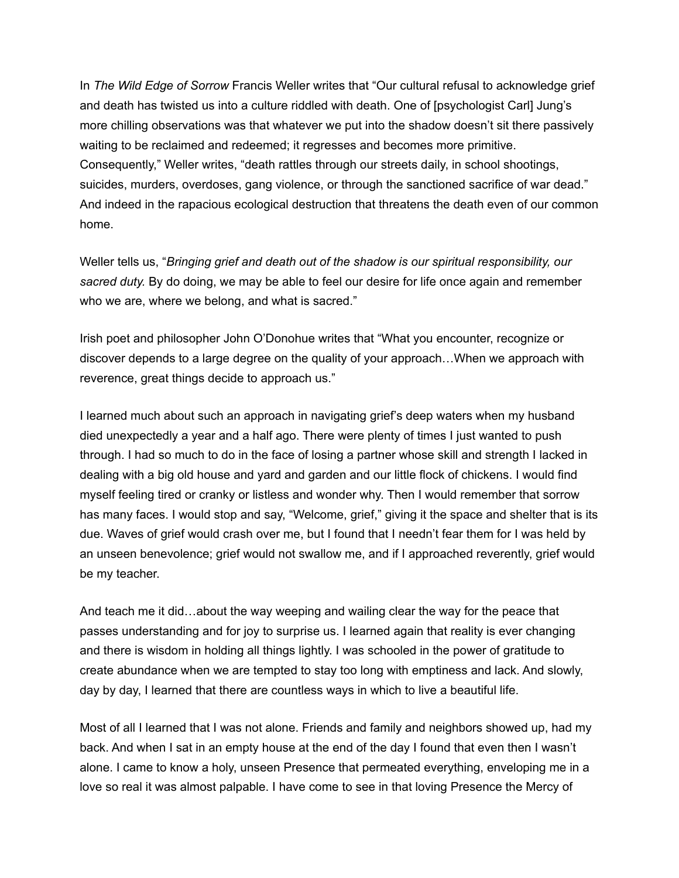In *The Wild Edge of Sorrow* Francis Weller writes that "Our cultural refusal to acknowledge grief and death has twisted us into a culture riddled with death. One of [psychologist Carl] Jung's more chilling observations was that whatever we put into the shadow doesn't sit there passively waiting to be reclaimed and redeemed; it regresses and becomes more primitive. Consequently," Weller writes, "death rattles through our streets daily, in school shootings, suicides, murders, overdoses, gang violence, or through the sanctioned sacrifice of war dead." And indeed in the rapacious ecological destruction that threatens the death even of our common home.

Weller tells us, "*Bringing grief and death out of the shadow is our spiritual responsibility, our sacred duty.* By do doing, we may be able to feel our desire for life once again and remember who we are, where we belong, and what is sacred."

Irish poet and philosopher John O'Donohue writes that "What you encounter, recognize or discover depends to a large degree on the quality of your approach…When we approach with reverence, great things decide to approach us."

I learned much about such an approach in navigating grief's deep waters when my husband died unexpectedly a year and a half ago. There were plenty of times I just wanted to push through. I had so much to do in the face of losing a partner whose skill and strength I lacked in dealing with a big old house and yard and garden and our little flock of chickens. I would find myself feeling tired or cranky or listless and wonder why. Then I would remember that sorrow has many faces. I would stop and say, "Welcome, grief," giving it the space and shelter that is its due. Waves of grief would crash over me, but I found that I needn't fear them for I was held by an unseen benevolence; grief would not swallow me, and if I approached reverently, grief would be my teacher.

And teach me it did…about the way weeping and wailing clear the way for the peace that passes understanding and for joy to surprise us. I learned again that reality is ever changing and there is wisdom in holding all things lightly. I was schooled in the power of gratitude to create abundance when we are tempted to stay too long with emptiness and lack. And slowly, day by day, I learned that there are countless ways in which to live a beautiful life.

Most of all I learned that I was not alone. Friends and family and neighbors showed up, had my back. And when I sat in an empty house at the end of the day I found that even then I wasn't alone. I came to know a holy, unseen Presence that permeated everything, enveloping me in a love so real it was almost palpable. I have come to see in that loving Presence the Mercy of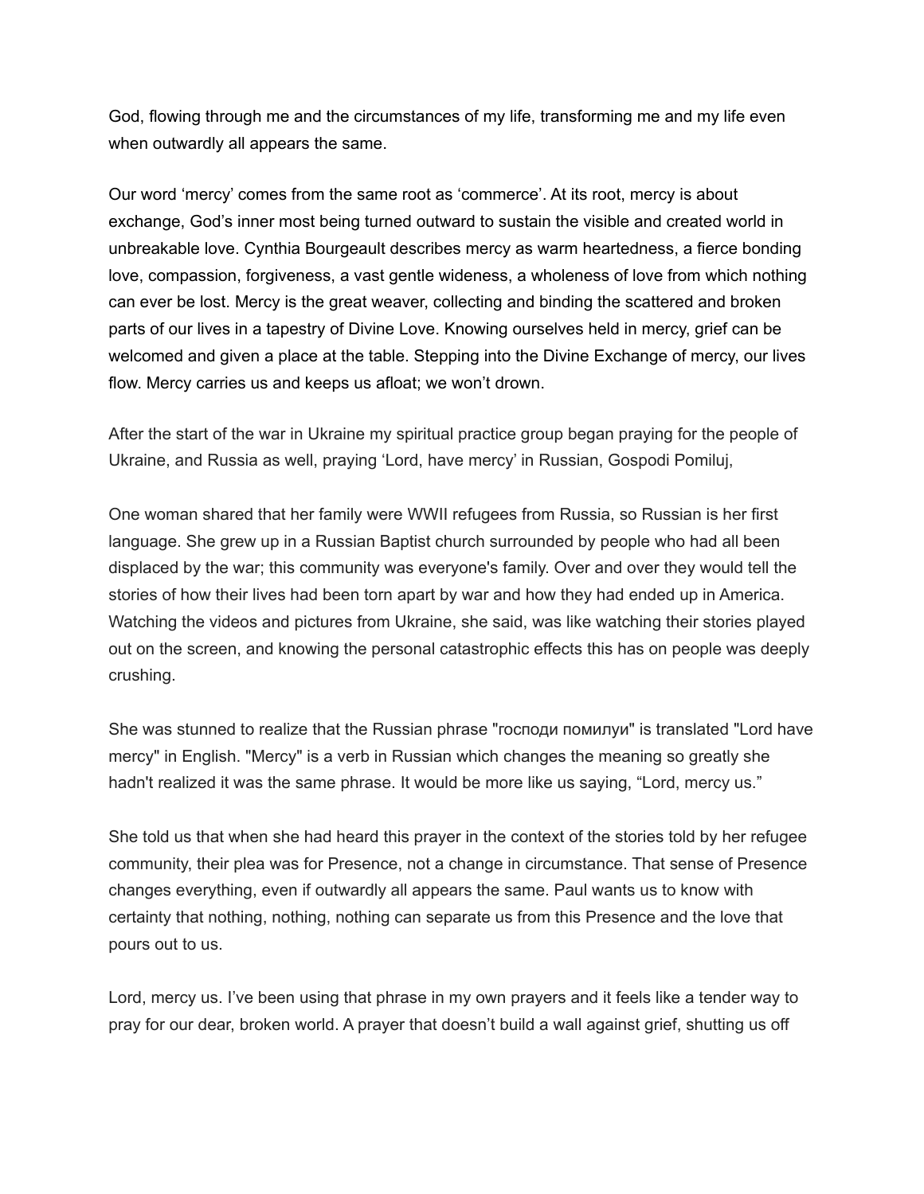God, flowing through me and the circumstances of my life, transforming me and my life even when outwardly all appears the same.

Our word 'mercy' comes from the same root as 'commerce'. At its root, mercy is about exchange, God's inner most being turned outward to sustain the visible and created world in unbreakable love. Cynthia Bourgeault describes mercy as warm heartedness, a fierce bonding love, compassion, forgiveness, a vast gentle wideness, a wholeness of love from which nothing can ever be lost. Mercy is the great weaver, collecting and binding the scattered and broken parts of our lives in a tapestry of Divine Love. Knowing ourselves held in mercy, grief can be welcomed and given a place at the table. Stepping into the Divine Exchange of mercy, our lives flow. Mercy carries us and keeps us afloat; we won't drown.

After the start of the war in Ukraine my spiritual practice group began praying for the people of Ukraine, and Russia as well, praying 'Lord, have mercy' in Russian, Gospodi Pomiluj,

One woman shared that her family were WWII refugees from Russia, so Russian is her first language. She grew up in a Russian Baptist church surrounded by people who had all been displaced by the war; this community was everyone's family. Over and over they would tell the stories of how their lives had been torn apart by war and how they had ended up in America. Watching the videos and pictures from Ukraine, she said, was like watching their stories played out on the screen, and knowing the personal catastrophic effects this has on people was deeply crushing.

She was stunned to realize that the Russian phrase "господи помилуи" is translated "Lord have mercy" in English. "Mercy" is a verb in Russian which changes the meaning so greatly she hadn't realized it was the same phrase. It would be more like us saying, "Lord, mercy us."

She told us that when she had heard this prayer in the context of the stories told by her refugee community, their plea was for Presence, not a change in circumstance. That sense of Presence changes everything, even if outwardly all appears the same. Paul wants us to know with certainty that nothing, nothing, nothing can separate us from this Presence and the love that pours out to us.

Lord, mercy us. I've been using that phrase in my own prayers and it feels like a tender way to pray for our dear, broken world. A prayer that doesn't build a wall against grief, shutting us off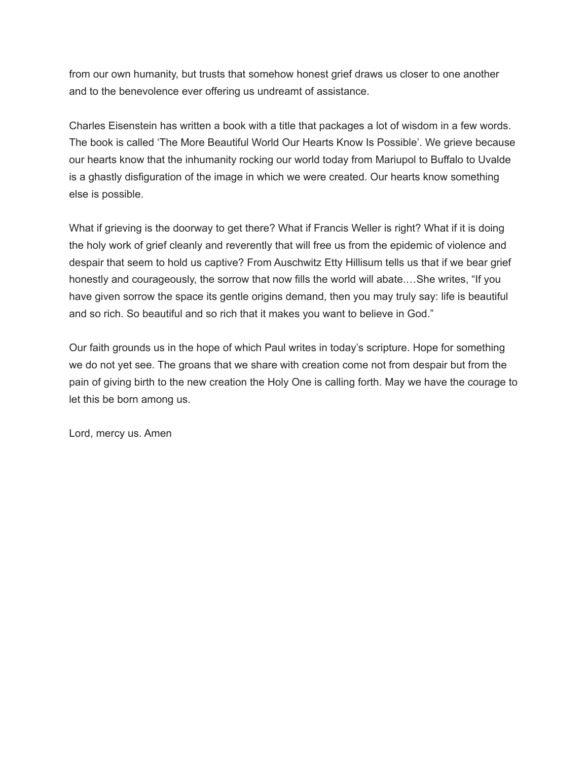from our own humanity, but trusts that somehow honest grief draws us closer to one another and to the benevolence ever offering us undreamt of assistance.

Charles Eisenstein has written a book with a title that packages a lot of wisdom in a few words. The book is called 'The More Beautiful World Our Hearts Know Is Possible'. We grieve because our hearts know that the inhumanity rocking our world today from Mariupol to Buffalo to Uvalde is a ghastly disfiguration of the image in which we were created. Our hearts know something else is possible.

What if grieving is the doorway to get there? What if Francis Weller is right? What if it is doing the holy work of grief cleanly and reverently that will free us from the epidemic of violence and despair that seem to hold us captive? From Auschwitz Etty Hillisum tells us that if we bear grief honestly and courageously, the sorrow that now fills the world will abate.…She writes, "If you have given sorrow the space its gentle origins demand, then you may truly say: life is beautiful and so rich. So beautiful and so rich that it makes you want to believe in God."

Our faith grounds us in the hope of which Paul writes in today's scripture. Hope for something we do not yet see. The groans that we share with creation come not from despair but from the pain of giving birth to the new creation the Holy One is calling forth. May we have the courage to let this be born among us.

Lord, mercy us. Amen